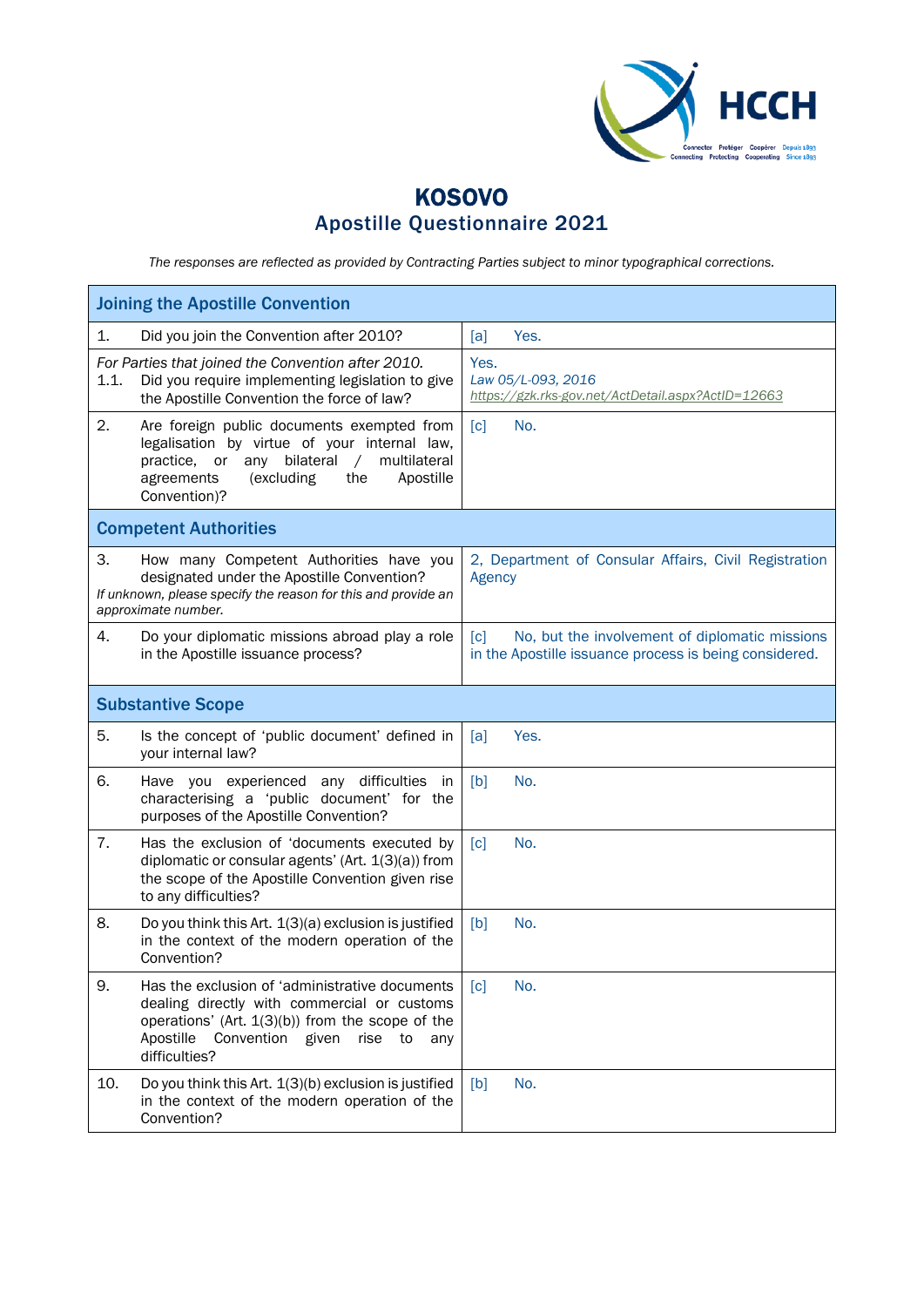# KOSOVO
## Apostille Questionnaire 2021

*The responses are reflected as provided by Contracting Parties subject to minor typographical corrections.*

| Joining the Apostille Convention | |
|---|---|
| 1. Did you join the Convention after 2010? | [a] Yes. |
| *For Parties that joined the Convention after 2010.* 1.1. Did you require implementing legislation to give the Apostille Convention the force of law? | Yes. *Law 05/L-093, 2016* *https://gzk.rks-gov.net/ActDetail.aspx?ActID=12663* |
| 2. Are foreign public documents exempted from legalisation by virtue of your internal law, practice, or any bilateral / multilateral agreements (excluding the Apostille Convention)? | [c] No. |
| **Competent Authorities** | |
| 3. How many Competent Authorities have you designated under the Apostille Convention? *If unknown, please specify the reason for this and provide an approximate number.* | 2, Department of Consular Affairs, Civil Registration Agency |
| 4. Do your diplomatic missions abroad play a role in the Apostille issuance process? | [c] No, but the involvement of diplomatic missions in the Apostille issuance process is being considered. |
| **Substantive Scope** | |
| 5. Is the concept of 'public document' defined in your internal law? | [a] Yes. |
| 6. Have you experienced any difficulties in characterising a 'public document' for the purposes of the Apostille Convention? | [b] No. |
| 7. Has the exclusion of 'documents executed by diplomatic or consular agents' (Art. 1(3)(a)) from the scope of the Apostille Convention given rise to any difficulties? | [c] No. |
| 8. Do you think this Art. 1(3)(a) exclusion is justified in the context of the modern operation of the Convention? | [b] No. |
| 9. Has the exclusion of 'administrative documents dealing directly with commercial or customs operations' (Art. 1(3)(b)) from the scope of the Apostille Convention given rise to any difficulties? | [c] No. |
| 10. Do you think this Art. 1(3)(b) exclusion is justified in the context of the modern operation of the Convention? | [b] No. |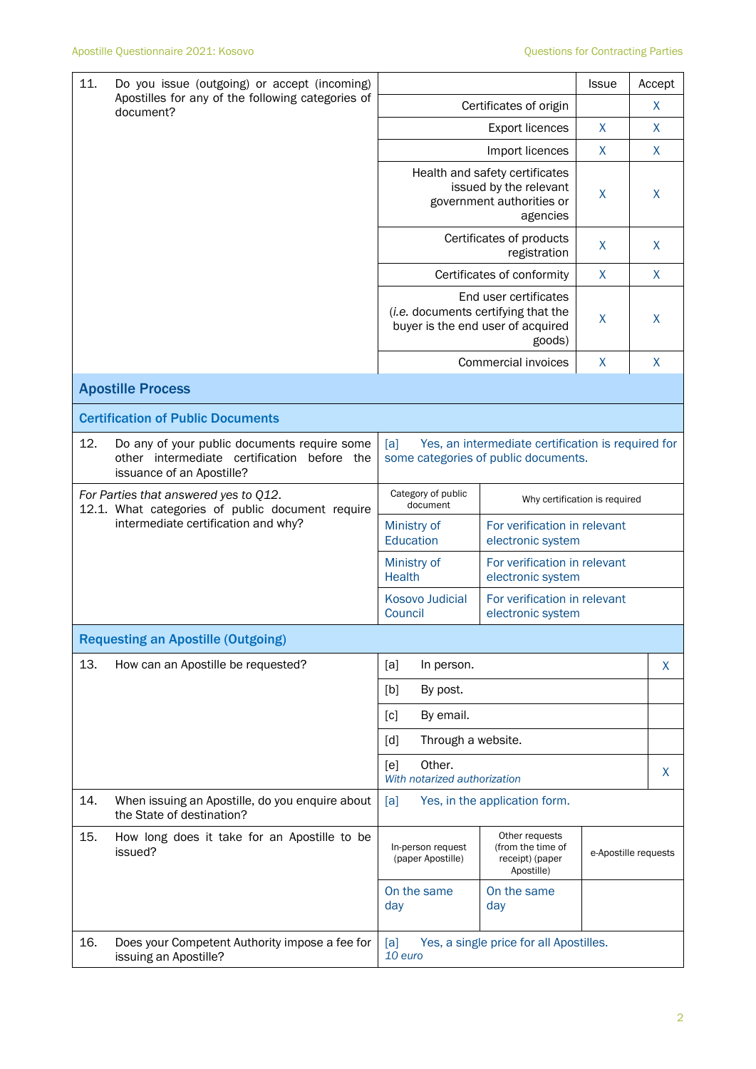| | | Issue | Accept |
|---|---|---|---|
| 11. Do you issue (outgoing) or accept (incoming) Apostilles for any of the following categories of document? | Certificates of origin | | X |
| | Export licences | X | X |
| | Import licences | X | X |
| | Health and safety certificates issued by the relevant government authorities or agencies | X | X |
| | Certificates of products registration | X | X |
| | Certificates of conformity | X | X |
| | End user certificates (*i.e.* documents certifying that the buyer is the end user of acquired goods) | X | X |
| | Commercial invoices | X | X |

## Apostille Process

### Certification of Public Documents

| | |
|---|---|
| 12. Do any of your public documents require some other intermediate certification before the issuance of an Apostille? | [a] Yes, an intermediate certification is required for some categories of public documents. |

| *For Parties that answered yes to Q12.* 12.1. What categories of public document require intermediate certification and why? | Category of public document | Why certification is required |
|---|---|---|
| | Ministry of Education | For verification in relevant electronic system |
| | Ministry of Health | For verification in relevant electronic system |
| | Kosovo Judicial Council | For verification in relevant electronic system |

### Requesting an Apostille (Outgoing)

| | | |
|---|---|---|
| 13. How can an Apostille be requested? | [a] In person. | X |
| | [b] By post. | |
| | [c] By email. | |
| | [d] Through a website. | |
| | [e] Other. *With notarized authorization* | X |
| 14. When issuing an Apostille, do you enquire about the State of destination? | [a] Yes, in the application form. | |

| 15. How long does it take for an Apostille to be issued? | In-person request (paper Apostille) | Other requests (from the time of receipt) (paper Apostille) | e-Apostille requests |
|---|---|---|---|
| | On the same day | On the same day | |

| | |
|---|---|
| 16. Does your Competent Authority impose a fee for issuing an Apostille? | [a] Yes, a single price for all Apostilles. *10 euro* |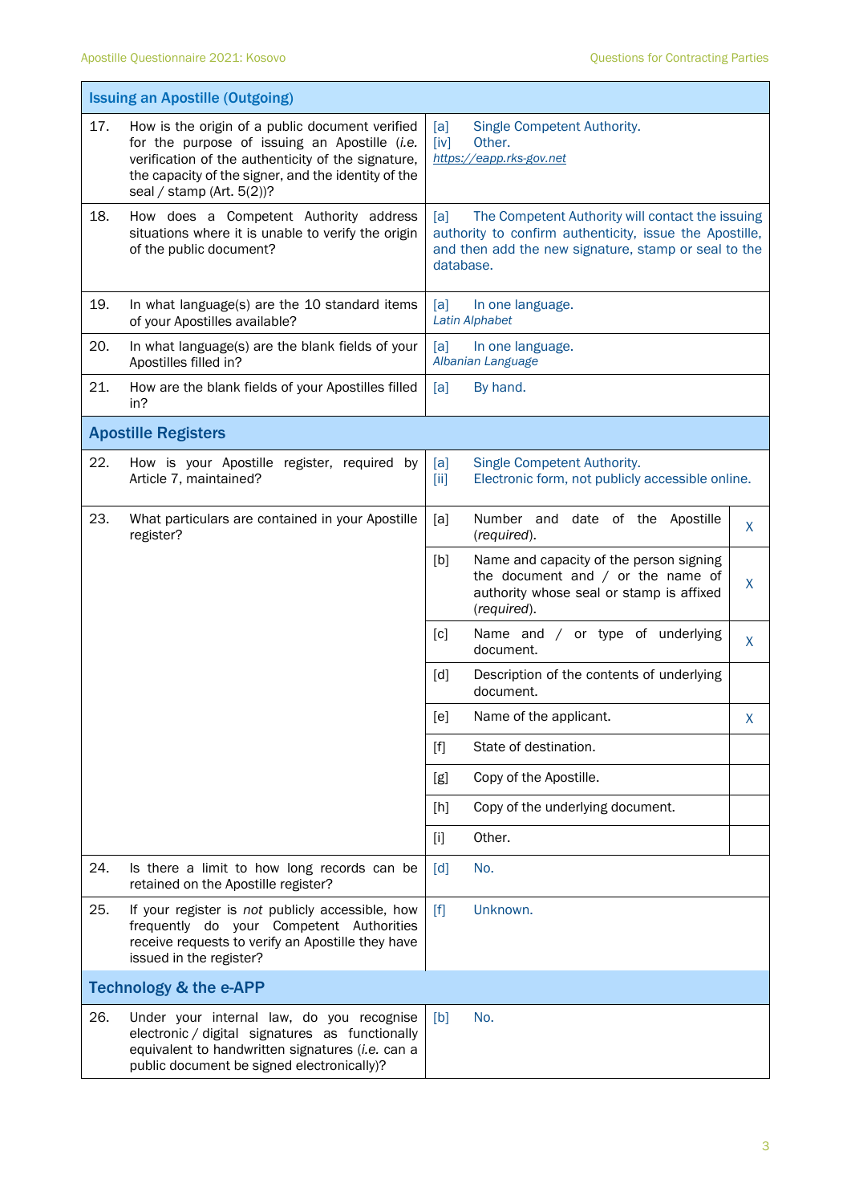| Issuing an Apostille (Outgoing) | | |
|---|---|---|
| 17. | How is the origin of a public document verified for the purpose of issuing an Apostille (*i.e.* verification of the authenticity of the signature, the capacity of the signer, and the identity of the seal / stamp (Art. 5(2))? | [a] Single Competent Authority.<br>[iv] Other.<br>*https://eapp.rks-gov.net* |
| 18. | How does a Competent Authority address situations where it is unable to verify the origin of the public document? | [a] The Competent Authority will contact the issuing authority to confirm authenticity, issue the Apostille, and then add the new signature, stamp or seal to the database. |
| 19. | In what language(s) are the 10 standard items of your Apostilles available? | [a] In one language.<br>*Latin Alphabet* |
| 20. | In what language(s) are the blank fields of your Apostilles filled in? | [a] In one language.<br>*Albanian Language* |
| 21. | How are the blank fields of your Apostilles filled in? | [a] By hand. |

| Apostille Registers | | | | |
|---|---|---|---|---|
| 22. | How is your Apostille register, required by Article 7, maintained? | [a] Single Competent Authority.<br>[ii] Electronic form, not publicly accessible online. | | |
| 23. | What particulars are contained in your Apostille register? | [a] | Number and date of the Apostille (*required*). | X |
| | | [b] | Name and capacity of the person signing the document and / or the name of authority whose seal or stamp is affixed (*required*). | X |
| | | [c] | Name and / or type of underlying document. | X |
| | | [d] | Description of the contents of underlying document. | |
| | | [e] | Name of the applicant. | X |
| | | [f] | State of destination. | |
| | | [g] | Copy of the Apostille. | |
| | | [h] | Copy of the underlying document. | |
| | | [i] | Other. | |
| 24. | Is there a limit to how long records can be retained on the Apostille register? | [d] No. | | |
| 25. | If your register is *not* publicly accessible, how frequently do your Competent Authorities receive requests to verify an Apostille they have issued in the register? | [f] Unknown. | | |

| Technology & the e-APP | | |
|---|---|---|
| 26. | Under your internal law, do you recognise electronic / digital signatures as functionally equivalent to handwritten signatures (*i.e.* can a public document be signed electronically)? | [b] No. |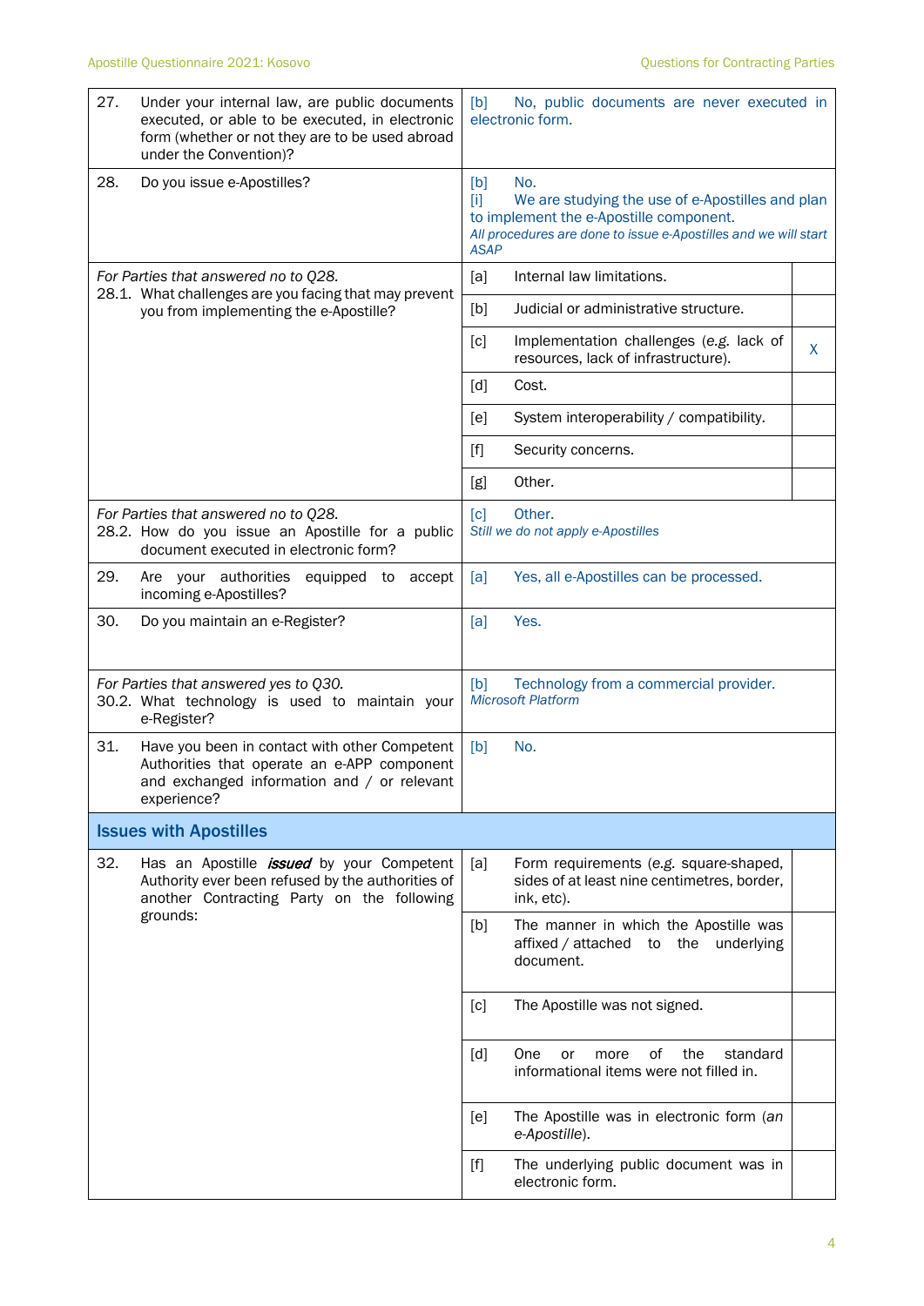| Question | Answer | |
|---|---|---|
| 27. Under your internal law, are public documents executed, or able to be executed, in electronic form (whether or not they are to be used abroad under the Convention)? | [b] No, public documents are never executed in electronic form. | |
| 28. Do you issue e-Apostilles? | [b] No.<br>[i] We are studying the use of e-Apostilles and plan to implement the e-Apostille component.<br>*All procedures are done to issue e-Apostilles and we will start ASAP* | |
| *For Parties that answered no to Q28.*<br>28.1. What challenges are you facing that may prevent you from implementing the e-Apostille? | [a] Internal law limitations. | |
| | [b] Judicial or administrative structure. | |
| | [c] Implementation challenges (*e.g.* lack of resources, lack of infrastructure). | X |
| | [d] Cost. | |
| | [e] System interoperability / compatibility. | |
| | [f] Security concerns. | |
| | [g] Other. | |
| *For Parties that answered no to Q28.*<br>28.2. How do you issue an Apostille for a public document executed in electronic form? | [c] Other.<br>*Still we do not apply e-Apostilles* | |
| 29. Are your authorities equipped to accept incoming e-Apostilles? | [a] Yes, all e-Apostilles can be processed. | |
| 30. Do you maintain an e-Register? | [a] Yes. | |
| *For Parties that answered yes to Q30.*<br>30.2. What technology is used to maintain your e-Register? | [b] Technology from a commercial provider.<br>*Microsoft Platform* | |
| 31. Have you been in contact with other Competent Authorities that operate an e-APP component and exchanged information and / or relevant experience? | [b] No. | |

## Issues with Apostilles

| Question | Answer | |
|---|---|---|
| 32. Has an Apostille ***issued*** by your Competent Authority ever been refused by the authorities of another Contracting Party on the following grounds: | [a] Form requirements (*e.g.* square-shaped, sides of at least nine centimetres, border, ink, etc). | |
| | [b] The manner in which the Apostille was affixed / attached to the underlying document. | |
| | [c] The Apostille was not signed. | |
| | [d] One or more of the standard informational items were not filled in. | |
| | [e] The Apostille was in electronic form (*an e-Apostille*). | |
| | [f] The underlying public document was in electronic form. | |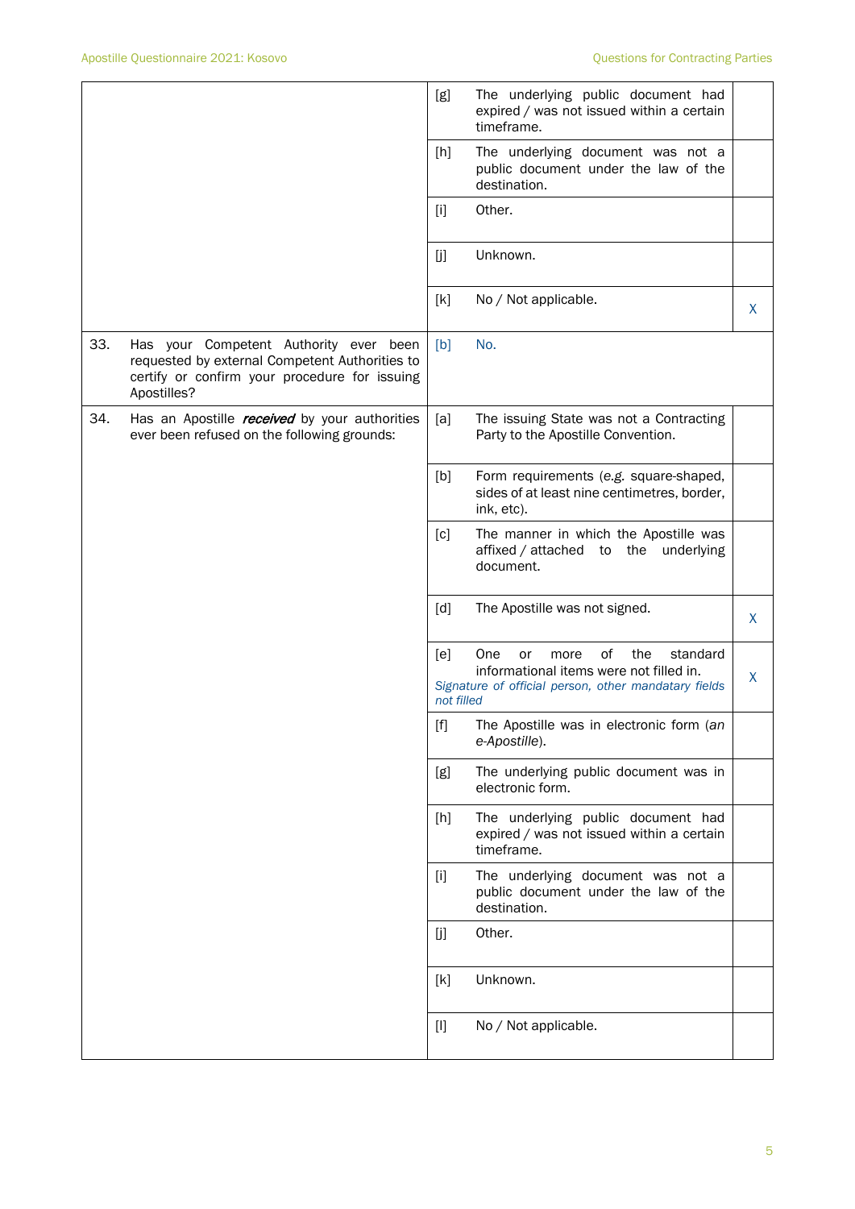| | | | |
|---|---|---|---|
| | [g] | The underlying public document had expired / was not issued within a certain timeframe. | |
| | [h] | The underlying document was not a public document under the law of the destination. | |
| | [i] | Other. | |
| | [j] | Unknown. | |
| | [k] | No / Not applicable. | X |
| 33. Has your Competent Authority ever been requested by external Competent Authorities to certify or confirm your procedure for issuing Apostilles? | [b] | No. | |
| 34. Has an Apostille ***received*** by your authorities ever been refused on the following grounds: | [a] | The issuing State was not a Contracting Party to the Apostille Convention. | |
| | [b] | Form requirements (*e.g.* square-shaped, sides of at least nine centimetres, border, ink, etc). | |
| | [c] | The manner in which the Apostille was affixed / attached to the underlying document. | |
| | [d] | The Apostille was not signed. | X |
| | [e] | One or more of the standard informational items were not filled in. *Signature of official person, other mandatary fields not filled* | X |
| | [f] | The Apostille was in electronic form (*an e-Apostille*). | |
| | [g] | The underlying public document was in electronic form. | |
| | [h] | The underlying public document had expired / was not issued within a certain timeframe. | |
| | [i] | The underlying document was not a public document under the law of the destination. | |
| | [j] | Other. | |
| | [k] | Unknown. | |
| | [l] | No / Not applicable. | |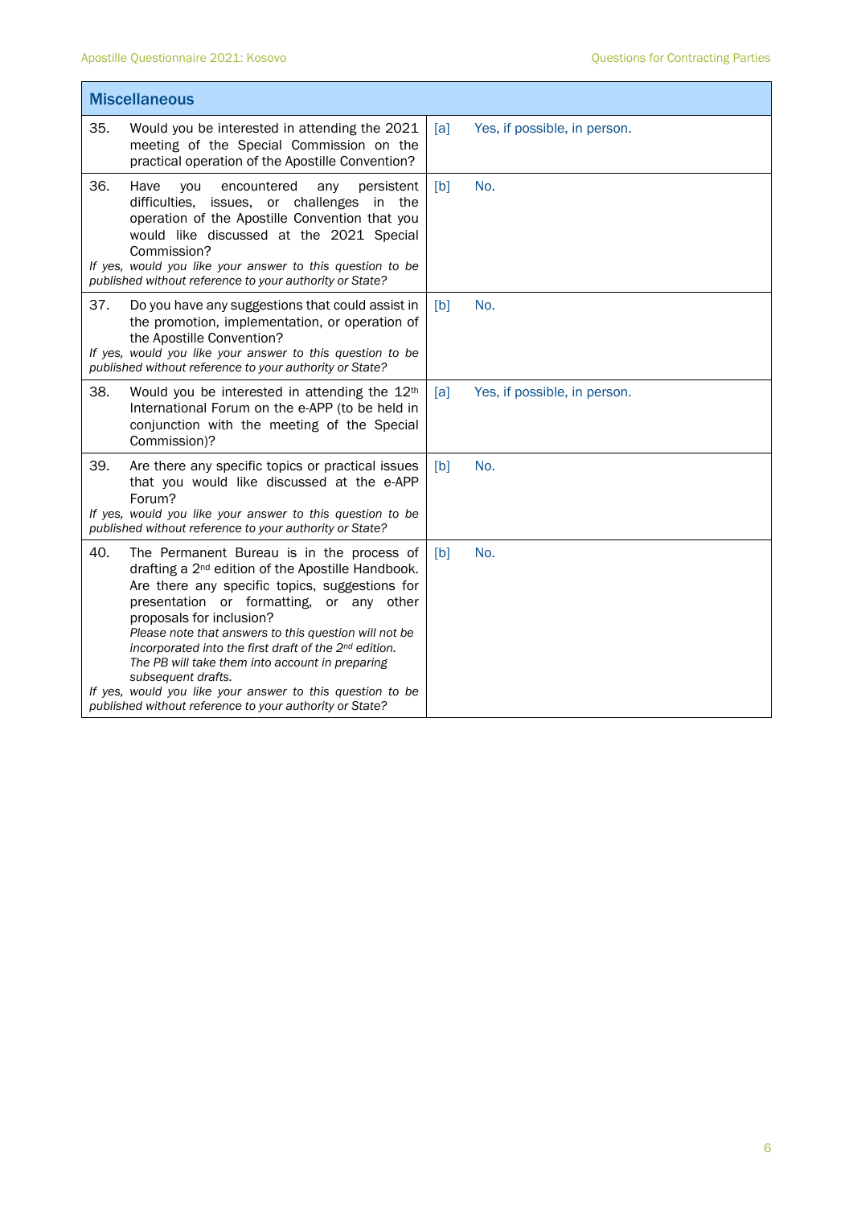| Miscellaneous | |
|---|---|
| 35. Would you be interested in attending the 2021 meeting of the Special Commission on the practical operation of the Apostille Convention? | [a] Yes, if possible, in person. |
| 36. Have you encountered any persistent difficulties, issues, or challenges in the operation of the Apostille Convention that you would like discussed at the 2021 Special Commission?<br>*If yes, would you like your answer to this question to be published without reference to your authority or State?* | [b] No. |
| 37. Do you have any suggestions that could assist in the promotion, implementation, or operation of the Apostille Convention?<br>*If yes, would you like your answer to this question to be published without reference to your authority or State?* | [b] No. |
| 38. Would you be interested in attending the 12th International Forum on the e-APP (to be held in conjunction with the meeting of the Special Commission)? | [a] Yes, if possible, in person. |
| 39. Are there any specific topics or practical issues that you would like discussed at the e-APP Forum?<br>*If yes, would you like your answer to this question to be published without reference to your authority or State?* | [b] No. |
| 40. The Permanent Bureau is in the process of drafting a 2nd edition of the Apostille Handbook. Are there any specific topics, suggestions for presentation or formatting, or any other proposals for inclusion?<br>*Please note that answers to this question will not be incorporated into the first draft of the 2nd edition. The PB will take them into account in preparing subsequent drafts.*<br>*If yes, would you like your answer to this question to be published without reference to your authority or State?* | [b] No. |